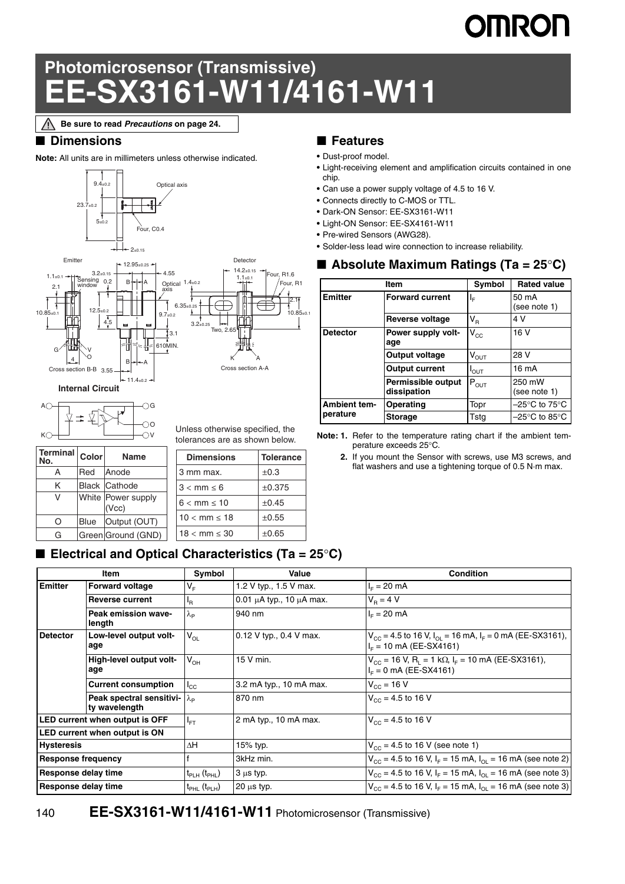# Photomicrosensor (Transmissive)
# EE-SX3161-W11/4161-W11

⚠ **Be sure to read *Precautions* on page 24.**

## ■ Dimensions

**Note:** All units are in millimeters unless otherwise indicated.

**Internal Circuit**

| Terminal No. | Color | Name |
|---|---|---|
| A | Red | Anode |
| K | Black | Cathode |
| V | White | Power supply (Vcc) |
| O | Blue | Output (OUT) |
| G | Green | Ground (GND) |

Unless otherwise specified, the tolerances are as shown below.

| Dimensions | Tolerance |
|---|---|
| 3 mm max. | ±0.3 |
| 3 < mm ≤ 6 | ±0.375 |
| 6 < mm ≤ 10 | ±0.45 |
| 10 < mm ≤ 18 | ±0.55 |
| 18 < mm ≤ 30 | ±0.65 |

## ■ Features

- Dust-proof model.
- Light-receiving element and amplification circuits contained in one chip.
- Can use a power supply voltage of 4.5 to 16 V.
- Connects directly to C-MOS or TTL.
- Dark-ON Sensor: EE-SX3161-W11
- Light-ON Sensor: EE-SX4161-W11
- Pre-wired Sensors (AWG28).
- Solder-less lead wire connection to increase reliability.

## ■ Absolute Maximum Ratings (Ta = 25°C)

| Item | | Symbol | Rated value |
|---|---|---|---|
| Emitter | Forward current | $I_F$ | 50 mA (see note 1) |
| | Reverse voltage | $V_R$ | 4 V |
| Detector | Power supply voltage | $V_{CC}$ | 16 V |
| | Output voltage | $V_{OUT}$ | 28 V |
| | Output current | $I_{OUT}$ | 16 mA |
| | Permissible output dissipation | $P_{OUT}$ | 250 mW (see note 1) |
| Ambient temperature | Operating | Topr | –25°C to 75°C |
| | Storage | Tstg | –25°C to 85°C |

**Note: 1.** Refer to the temperature rating chart if the ambient temperature exceeds 25°C.

**2.** If you mount the Sensor with screws, use M3 screws, and flat washers and use a tightening torque of 0.5 N·m max.

## ■ Electrical and Optical Characteristics (Ta = 25°C)

| Item | | Symbol | Value | Condition |
|---|---|---|---|---|
| Emitter | Forward voltage | $V_F$ | 1.2 V typ., 1.5 V max. | $I_F$ = 20 mA |
| | Reverse current | $I_R$ | 0.01 μA typ., 10 μA max. | $V_R$ = 4 V |
| | Peak emission wavelength | $\lambda_P$ | 940 nm | $I_F$ = 20 mA |
| Detector | Low-level output voltage | $V_{OL}$ | 0.12 V typ., 0.4 V max. | $V_{CC}$ = 4.5 to 16 V, $I_{OL}$ = 16 mA, $I_F$ = 0 mA (EE-SX3161), $I_F$ = 10 mA (EE-SX4161) |
| | High-level output voltage | $V_{OH}$ | 15 V min. | $V_{CC}$ = 16 V, $R_L$ = 1 kΩ, $I_F$ = 10 mA (EE-SX3161), $I_F$ = 0 mA (EE-SX4161) |
| | Current consumption | $I_{CC}$ | 3.2 mA typ., 10 mA max. | $V_{CC}$ = 16 V |
| | Peak spectral sensitivity wavelength | $\lambda_P$ | 870 nm | $V_{CC}$ = 4.5 to 16 V |
| LED current when output is OFF | | $I_{FT}$ | 2 mA typ., 10 mA max. | $V_{CC}$ = 4.5 to 16 V |
| LED current when output is ON | | | | |
| Hysteresis | | ΔH | 15% typ. | $V_{CC}$ = 4.5 to 16 V (see note 1) |
| Response frequency | | f | 3kHz min. | $V_{CC}$ = 4.5 to 16 V, $I_F$ = 15 mA, $I_{OL}$ = 16 mA (see note 2) |
| Response delay time | | $t_{PLH}$ ($t_{PHL}$) | 3 μs typ. | $V_{CC}$ = 4.5 to 16 V, $I_F$ = 15 mA, $I_{OL}$ = 16 mA (see note 3) |
| Response delay time | | $t_{PHL}$ ($t_{PLH}$) | 20 μs typ. | $V_{CC}$ = 4.5 to 16 V, $I_F$ = 15 mA, $I_{OL}$ = 16 mA (see note 3) |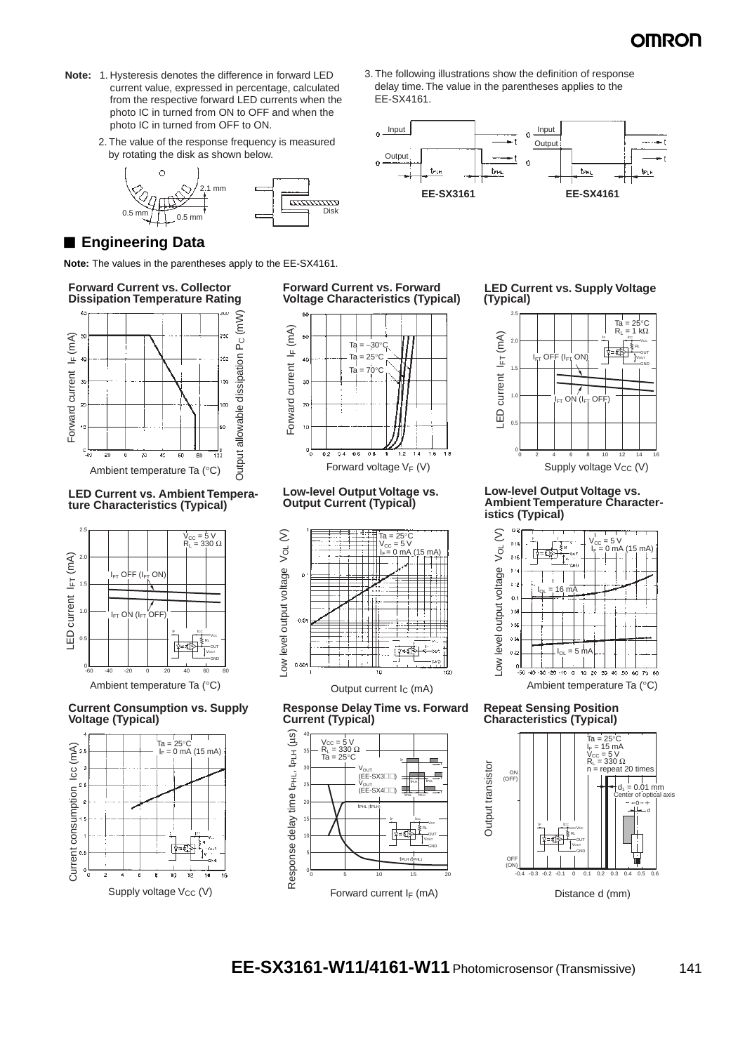**Note:**
1. Hysteresis denotes the difference in forward LED current value, expressed in percentage, calculated from the respective forward LED currents when the photo IC in turned from ON to OFF and when the photo IC in turned from OFF to ON.
2. The value of the response frequency is measured by rotating the disk as shown below.

2.1 mm
0.5 mm
0.5 mm
Disk

3. The following illustrations show the definition of response delay time. The value in the parentheses applies to the EE-SX4161.

Input
Output
$t_{PLH}$
$t_{PHL}$
EE-SX3161

Input
Output
$t_{PHL}$
$t_{PLH}$
EE-SX4161

## ■ Engineering Data

**Note:** The values in the parentheses apply to the EE-SX4161.

### Forward Current vs. Collector Dissipation Temperature Rating

Forward current $I_F$ (mA)
Output allowable dissipation $P_C$ (mW)
Ambient temperature Ta (°C)

### Forward Current vs. Forward Voltage Characteristics (Typical)

Ta = −30°C
Ta = 25°C
Ta = 70°C
Forward current $I_F$ (mA)
Forward voltage $V_F$ (V)

### LED Current vs. Supply Voltage (Typical)

Ta = 25°C
$R_L$ = 1 kΩ
$I_{FT}$ OFF ($I_{FT}$ ON)
$I_{FT}$ ON ($I_{FT}$ OFF)
LED current $I_{FT}$ (mA)
Supply voltage $V_{CC}$ (V)

### LED Current vs. Ambient Temperature Characteristics (Typical)

$V_{CC}$ = 5 V
$R_L$ = 330 Ω
$I_{FT}$ OFF ($I_{FT}$ ON)
$I_{FT}$ ON ($I_{FT}$ OFF)
LED current $I_{FT}$ (mA)
Ambient temperature Ta (°C)

### Low-level Output Voltage vs. Output Current (Typical)

Ta = 25°C
$V_{CC}$ = 5 V
$I_F$ = 0 mA (15 mA)
Low level output voltage $V_{OL}$ (V)
Output current $I_C$ (mA)

### Low-level Output Voltage vs. Ambient Temperature Characteristics (Typical)

$V_{CC}$ = 5 V
$I_F$ = 0 mA (15 mA)
$I_{OL}$ = 16 mA
$I_{OL}$ = 5 mA
Low level output voltage $V_{OL}$ (V)
Ambient temperature Ta (°C)

### Current Consumption vs. Supply Voltage (Typical)

Ta = 25°C
$I_F$ = 0 mA (15 mA)
Current consumption Icc (mA)
Supply voltage $V_{CC}$ (V)

### Response Delay Time vs. Forward Current (Typical)

$V_{CC}$ = 5 V
$R_L$ = 330 Ω
Ta = 25°C
$V_{OUT}$ (EE-SX3□□)
$V_{OUT}$ (EE-SX4□□)
$t_{PHL}$ ($t_{PLH}$)
$t_{PLH}$ ($t_{PHL}$)
Response delay time $t_{PHL}$, $t_{PLH}$ (µs)
Forward current $I_F$ (mA)

### Repeat Sensing Position Characteristics (Typical)

Ta = 25°C
$I_F$ = 15 mA
$V_{CC}$ = 5 V
$R_L$ = 330 Ω
n = repeat 20 times
$d_1$ = 0.01 mm
Center of optical axis
Output transistor
ON (OFF)
OFF (ON)
Distance d (mm)